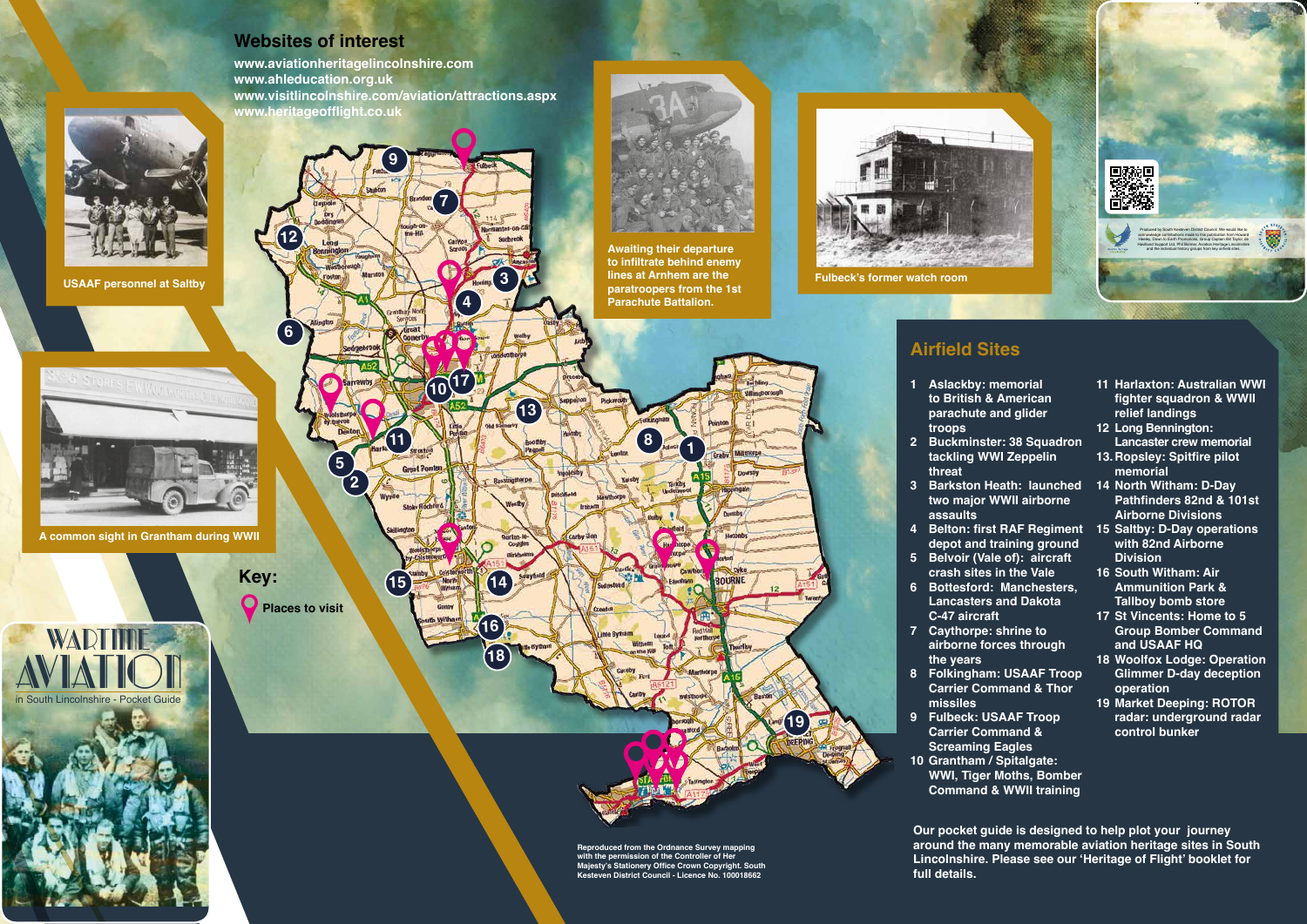## Websites of interest

www.aviationheritagelincolnshire.com
www.ahleducation.org.uk
www.visitlincolnshire.com/aviation/attractions.aspx
www.heritageofflight.co.uk

USAAF personnel at Saltby

Awaiting their departure to infiltrate behind enemy lines at Arnhem are the paratroopers from the 1st Parachute Battalion.

Fulbeck's former watch room

A common sight in Grantham during WWII

**Key:**

Places to visit

# WARTIME AVIATION

in South Lincolnshire - Pocket Guide

## Airfield Sites

1. Aslackby: memorial to British & American parachute and glider troops
2. Buckminster: 38 Squadron tackling WWI Zeppelin threat
3. Barkston Heath: launched two major WWII airborne assaults
4. Belton: first RAF Regiment depot and training ground
5. Belvoir (Vale of): aircraft crash sites in the Vale
6. Bottesford: Manchesters, Lancasters and Dakota C-47 aircraft
7. Caythorpe: shrine to airborne forces through the years
8. Folkingham: USAAF Troop Carrier Command & Thor missiles
9. Fulbeck: USAAF Troop Carrier Command & Screaming Eagles
10. Grantham / Spitalgate: WWI, Tiger Moths, Bomber Command & WWII training
11. Harlaxton: Australian WWI fighter squadron & WWII relief landings
12. Long Bennington: Lancaster crew memorial
13. Ropsley: Spitfire pilot memorial
14. North Witham: D-Day Pathfinders 82nd & 101st Airborne Divisions
15. Saltby: D-Day operations with 82nd Airborne Division
16. South Witham: Air Ammunition Park & Tallboy bomb store
17. St Vincents: Home to 5 Group Bomber Command and USAAF HQ
18. Woolfox Lodge: Operation Glimmer D-day deception operation
19. Market Deeping: ROTOR radar: underground radar control bunker

**Our pocket guide is designed to help plot your journey around the many memorable aviation heritage sites in South Lincolnshire. Please see our 'Heritage of Flight' booklet for full details.**

Reproduced from the Ordnance Survey mapping with the permission of the Controller of Her Majesty's Stationery Office Crown Copyright. South Kesteven District Council - Licence No. 100018662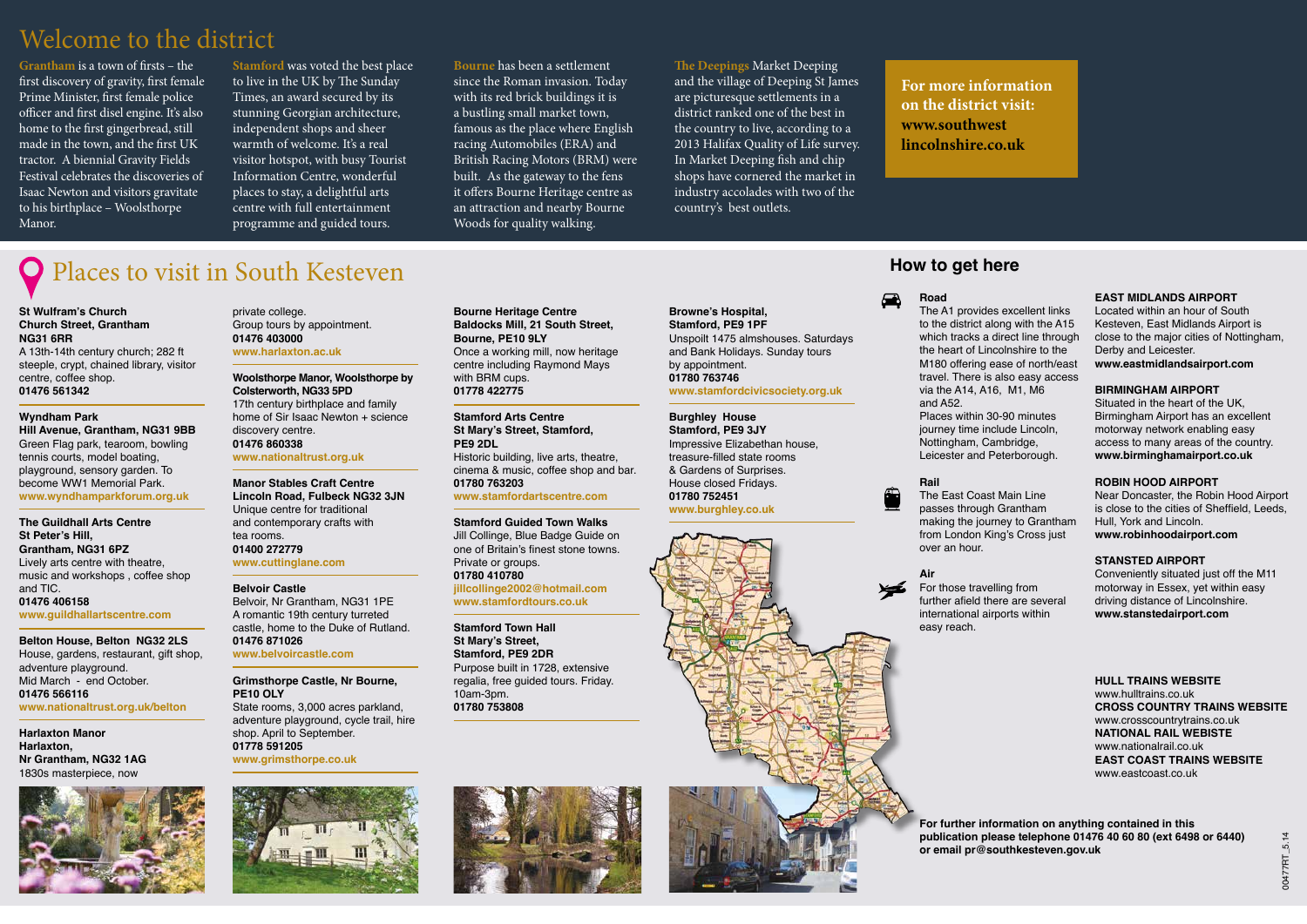# Welcome to the district

**Grantham** is a town of firsts – the first discovery of gravity, first female Prime Minister, first female police officer and first disel engine. It's also home to the first gingerbread, still made in the town, and the first UK tractor. A biennial Gravity Fields Festival celebrates the discoveries of Isaac Newton and visitors gravitate to his birthplace – Woolsthorpe Manor.

**Stamford** was voted the best place to live in the UK by The Sunday Times, an award secured by its stunning Georgian architecture, independent shops and sheer warmth of welcome. It's a real visitor hotspot, with busy Tourist Information Centre, wonderful places to stay, a delightful arts centre with full entertainment programme and guided tours.

**Bourne** has been a settlement since the Roman invasion. Today with its red brick buildings it is a bustling small market town, famous as the place where English racing Automobiles (ERA) and British Racing Motors (BRM) were built. As the gateway to the fens it offers Bourne Heritage centre as an attraction and nearby Bourne Woods for quality walking.

**The Deepings** Market Deeping and the village of Deeping St James are picturesque settlements in a district ranked one of the best in the country to live, according to a 2013 Halifax Quality of Life survey. In Market Deeping fish and chip shops have cornered the market in industry accolades with two of the country's best outlets.

**For more information on the district visit: www.southwest lincolnshire.co.uk**

# Places to visit in South Kesteven

**St Wulfram's Church**
**Church Street, Grantham**
**NG31 6RR**
A 13th-14th century church; 282 ft steeple, crypt, chained library, visitor centre, coffee shop.
**01476 561342**

**Wyndham Park**
**Hill Avenue, Grantham, NG31 9BB**
Green Flag park, tearoom, bowling tennis courts, model boating, playground, sensory garden. To become WW1 Memorial Park.
**www.wyndhamparkforum.org.uk**

**The Guildhall Arts Centre**
**St Peter's Hill,**
**Grantham, NG31 6PZ**
Lively arts centre with theatre, music and workshops , coffee shop and TIC.
**01476 406158**
**www.guildhallartscentre.com**

**Belton House, Belton NG32 2LS**
House, gardens, restaurant, gift shop, adventure playground.
Mid March - end October.
**01476 566116**
**www.nationaltrust.org.uk/belton**

**Harlaxton Manor**
**Harlaxton,**
**Nr Grantham, NG32 1AG**
1830s masterpiece, now private college.
Group tours by appointment.
**01476 403000**
**www.harlaxton.ac.uk**

**Woolsthorpe Manor, Woolsthorpe by Colsterworth, NG33 5PD**
17th century birthplace and family home of Sir Isaac Newton + science discovery centre.
**01476 860338**
**www.nationaltrust.org.uk**

**Manor Stables Craft Centre**
**Lincoln Road, Fulbeck NG32 3JN**
Unique centre for traditional and contemporary crafts with tea rooms.
**01400 272779**
**www.cuttinglane.com**

**Belvoir Castle**
Belvoir, Nr Grantham, NG31 1PE
A romantic 19th century turreted castle, home to the Duke of Rutland.
**01476 871026**
**www.belvoircastle.com**

**Grimsthorpe Castle, Nr Bourne, PE10 OLY**
State rooms, 3,000 acres parkland, adventure playground, cycle trail, hire shop. April to September.
**01778 591205**
**www.grimsthorpe.co.uk**

**Bourne Heritage Centre**
**Baldocks Mill, 21 South Street,**
**Bourne, PE10 9LY**
Once a working mill, now heritage centre including Raymond Mays with BRM cups.
**01778 422775**

**Stamford Arts Centre**
**St Mary's Street, Stamford,**
**PE9 2DL**
Historic building, live arts, theatre, cinema & music, coffee shop and bar.
**01780 763203**
**www.stamfordartscentre.com**

**Stamford Guided Town Walks**
Jill Collinge, Blue Badge Guide on one of Britain's finest stone towns. Private or groups.
**01780 410780**
**jillcollinge2002@hotmail.com**
**www.stamfordtours.co.uk**

**Stamford Town Hall**
**St Mary's Street,**
**Stamford, PE9 2DR**
Purpose built in 1728, extensive regalia, free guided tours. Friday. 10am-3pm.
**01780 753808**

**Browne's Hospital,**
**Stamford, PE9 1PF**
Unspoilt 1475 almshouses. Saturdays and Bank Holidays. Sunday tours by appointment.
**01780 763746**
**www.stamfordcivicsociety.org.uk**

**Burghley House**
**Stamford, PE9 3JY**
Impressive Elizabethan house, treasure-filled state rooms & Gardens of Surprises.
House closed Fridays.
**01780 752451**
**www.burghley.co.uk**

## How to get here

**Road**
The A1 provides excellent links to the district along with the A15 which tracks a direct line through the heart of Lincolnshire to the M180 offering ease of north/east travel. There is also easy access via the A14, A16, M1, M6 and A52.
Places within 30-90 minutes journey time include Lincoln, Nottingham, Cambridge, Leicester and Peterborough.

**Rail**
The East Coast Main Line passes through Grantham making the journey to Grantham from London King's Cross just over an hour.

**Air**
For those travelling from further afield there are several international airports within easy reach.

**EAST MIDLANDS AIRPORT**
Located within an hour of South Kesteven, East Midlands Airport is close to the major cities of Nottingham, Derby and Leicester.
**www.eastmidlandsairport.com**

**BIRMINGHAM AIRPORT**
Situated in the heart of the UK, Birmingham Airport has an excellent motorway network enabling easy access to many areas of the country.
**www.birminghamairport.co.uk**

**ROBIN HOOD AIRPORT**
Near Doncaster, the Robin Hood Airport is close to the cities of Sheffield, Leeds, Hull, York and Lincoln.
**www.robinhoodairport.com**

**STANSTED AIRPORT**
Conveniently situated just off the M11 motorway in Essex, yet within easy driving distance of Lincolnshire.
**www.stanstedairport.com**

**HULL TRAINS WEBSITE**
www.hulltrains.co.uk
**CROSS COUNTRY TRAINS WEBSITE**
www.crosscountrytrains.co.uk
**NATIONAL RAIL WEBISTE**
www.nationalrail.co.uk
**EAST COAST TRAINS WEBSITE**
www.eastcoast.co.uk

**For further information on anything contained in this publication please telephone 01476 40 60 80 (ext 6498 or 6440) or email pr@southkesteven.gov.uk**

00477RT_5.14